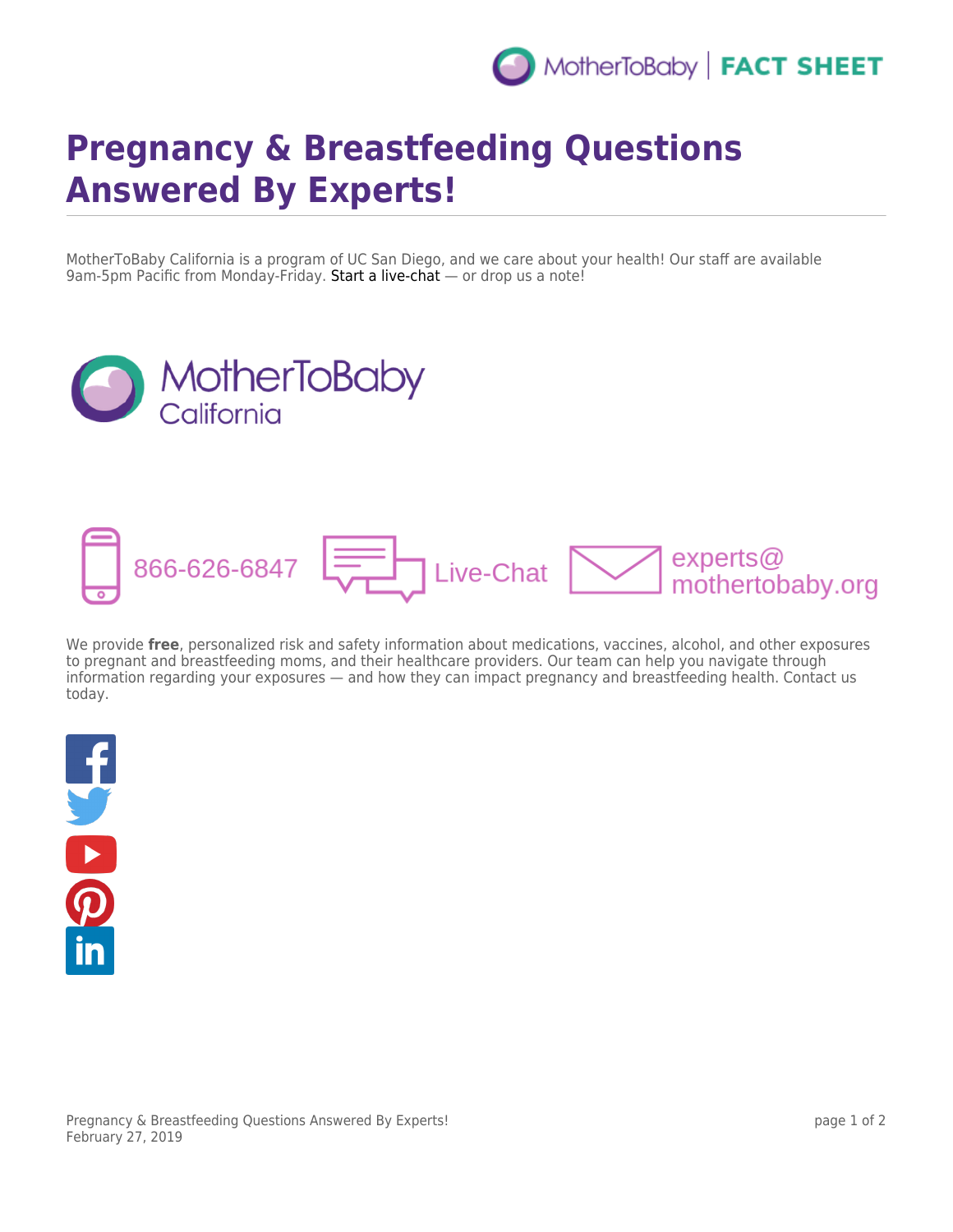# Pregnancy & Breastfeeding Questions Answered By Experts!

MotherToBaby California is a program of UC San Diego, and we care about your health! Our staff are available 9am-5pm Pacific from Monday-Friday. Start a live-chat — or drop us a note!

MotherToBaby California

866-626-6847 Live-Chat experts@mothertobaby.org

We provide **free**, personalized risk and safety information about medications, vaccines, alcohol, and other exposures to pregnant and breastfeeding moms, and their healthcare providers. Our team can help you navigate through information regarding your exposures — and how they can impact pregnancy and breastfeeding health. Contact us today.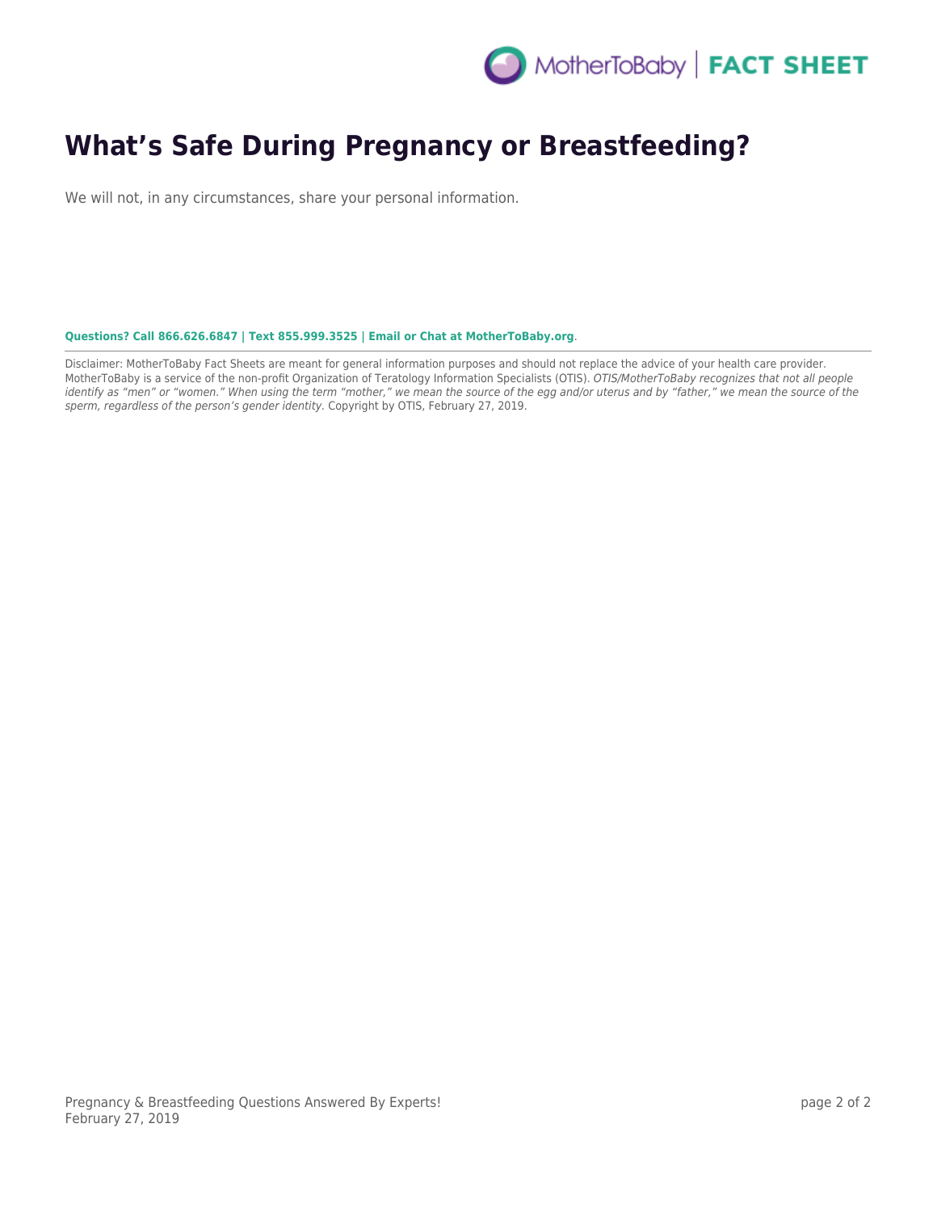# What's Safe During Pregnancy or Breastfeeding?

We will not, in any circumstances, share your personal information.

**Questions? Call 866.626.6847 | Text 855.999.3525 | Email or Chat at MotherToBaby.org**.

---

Disclaimer: MotherToBaby Fact Sheets are meant for general information purposes and should not replace the advice of your health care provider. MotherToBaby is a service of the non-profit Organization of Teratology Information Specialists (OTIS). *OTIS/MotherToBaby recognizes that not all people identify as "men" or "women." When using the term "mother," we mean the source of the egg and/or uterus and by "father," we mean the source of the sperm, regardless of the person's gender identity*. Copyright by OTIS, February 27, 2019.